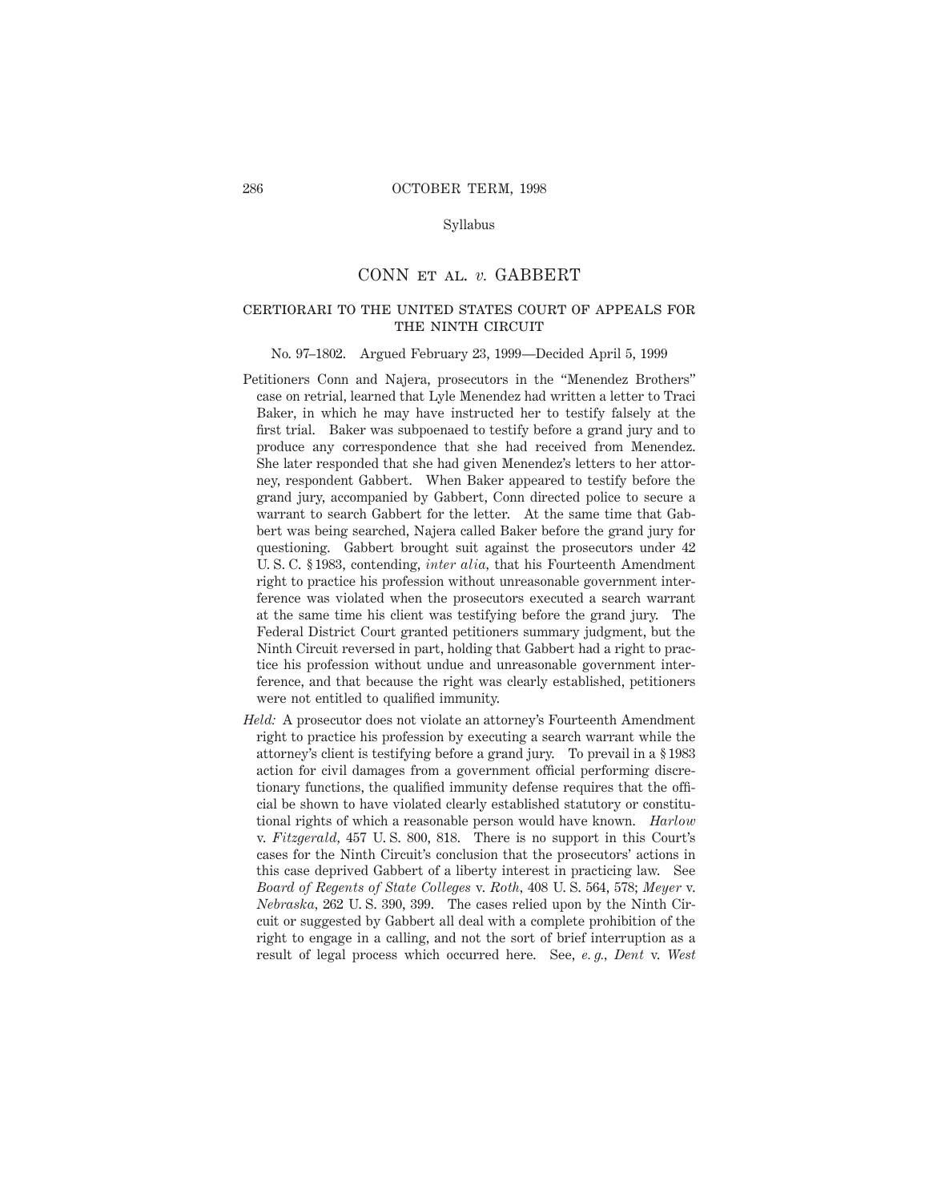# CONN ET AL. *v.* GABBERT

## CERTIORARI TO THE UNITED STATES COURT OF APPEALS FOR THE NINTH CIRCUIT

No. 97–1802. Argued February 23, 1999—Decided April 5, 1999

Petitioners Conn and Najera, prosecutors in the "Menendez Brothers" case on retrial, learned that Lyle Menendez had written a letter to Traci Baker, in which he may have instructed her to testify falsely at the first trial. Baker was subpoenaed to testify before a grand jury and to produce any correspondence that she had received from Menendez. She later responded that she had given Menendez's letters to her attorney, respondent Gabbert. When Baker appeared to testify before the grand jury, accompanied by Gabbert, Conn directed police to secure a warrant to search Gabbert for the letter. At the same time that Gabbert was being searched, Najera called Baker before the grand jury for questioning. Gabbert brought suit against the prosecutors under 42 U. S. C. § 1983, contending, *inter alia,* that his Fourteenth Amendment right to practice his profession without unreasonable government interference was violated when the prosecutors executed a search warrant at the same time his client was testifying before the grand jury. The Federal District Court granted petitioners summary judgment, but the Ninth Circuit reversed in part, holding that Gabbert had a right to practice his profession without undue and unreasonable government interference, and that because the right was clearly established, petitioners were not entitled to qualified immunity.

*Held:* A prosecutor does not violate an attorney's Fourteenth Amendment right to practice his profession by executing a search warrant while the attorney's client is testifying before a grand jury. To prevail in a § 1983 action for civil damages from a government official performing discretionary functions, the qualified immunity defense requires that the official be shown to have violated clearly established statutory or constitutional rights of which a reasonable person would have known. *Harlow* v. *Fitzgerald,* 457 U. S. 800, 818. There is no support in this Court's cases for the Ninth Circuit's conclusion that the prosecutors' actions in this case deprived Gabbert of a liberty interest in practicing law. See *Board of Regents of State Colleges* v. *Roth,* 408 U. S. 564, 578; *Meyer* v. *Nebraska,* 262 U. S. 390, 399. The cases relied upon by the Ninth Circuit or suggested by Gabbert all deal with a complete prohibition of the right to engage in a calling, and not the sort of brief interruption as a result of legal process which occurred here. See, *e. g., Dent* v. *West*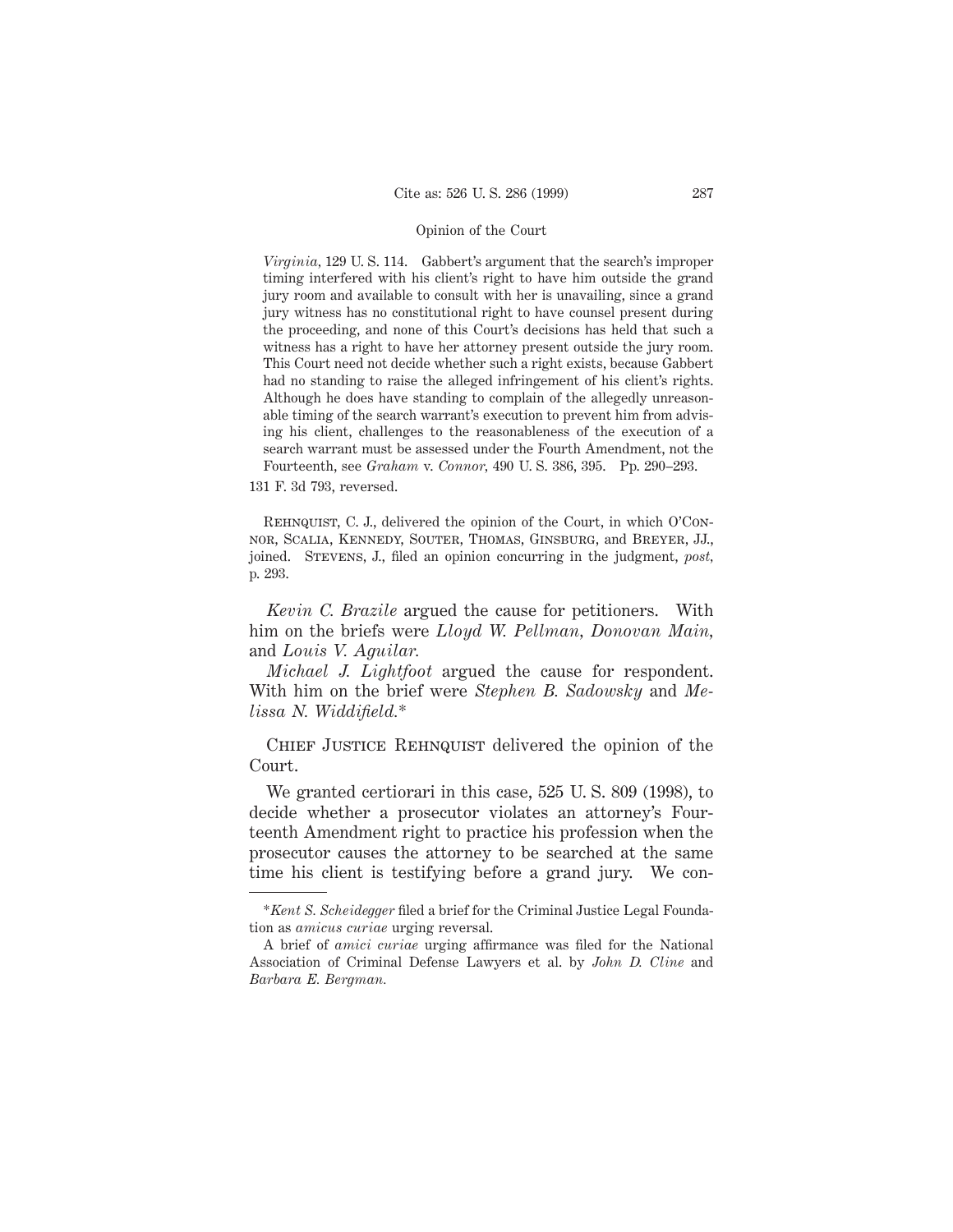*Virginia*, 129 U. S. 114. Gabbert's argument that the search's improper timing interfered with his client's right to have him outside the grand jury room and available to consult with her is unavailing, since a grand jury witness has no constitutional right to have counsel present during the proceeding, and none of this Court's decisions has held that such a witness has a right to have her attorney present outside the jury room. This Court need not decide whether such a right exists, because Gabbert had no standing to raise the alleged infringement of his client's rights. Although he does have standing to complain of the allegedly unreasonable timing of the search warrant's execution to prevent him from advising his client, challenges to the reasonableness of the execution of a search warrant must be assessed under the Fourth Amendment, not the Fourteenth, see *Graham* v. *Connor*, 490 U. S. 386, 395. Pp. 290–293.

131 F. 3d 793, reversed.

Rehnquist, C. J., delivered the opinion of the Court, in which O'Connor, Scalia, Kennedy, Souter, Thomas, Ginsburg, and Breyer, JJ., joined. Stevens, J., filed an opinion concurring in the judgment, *post*, p. 293.

*Kevin C. Brazile* argued the cause for petitioners. With him on the briefs were *Lloyd W. Pellman*, *Donovan Main*, and *Louis V. Aguilar*.

*Michael J. Lightfoot* argued the cause for respondent. With him on the brief were *Stephen B. Sadowsky* and *Melissa N. Widdifield*.*

Chief Justice Rehnquist delivered the opinion of the Court.

We granted certiorari in this case, 525 U. S. 809 (1998), to decide whether a prosecutor violates an attorney's Fourteenth Amendment right to practice his profession when the prosecutor causes the attorney to be searched at the same time his client is testifying before a grand jury. We con-

---

*\*Kent S. Scheidegger* filed a brief for the Criminal Justice Legal Foundation as *amicus curiae* urging reversal.

A brief of *amici curiae* urging affirmance was filed for the National Association of Criminal Defense Lawyers et al. by *John D. Cline* and *Barbara E. Bergman*.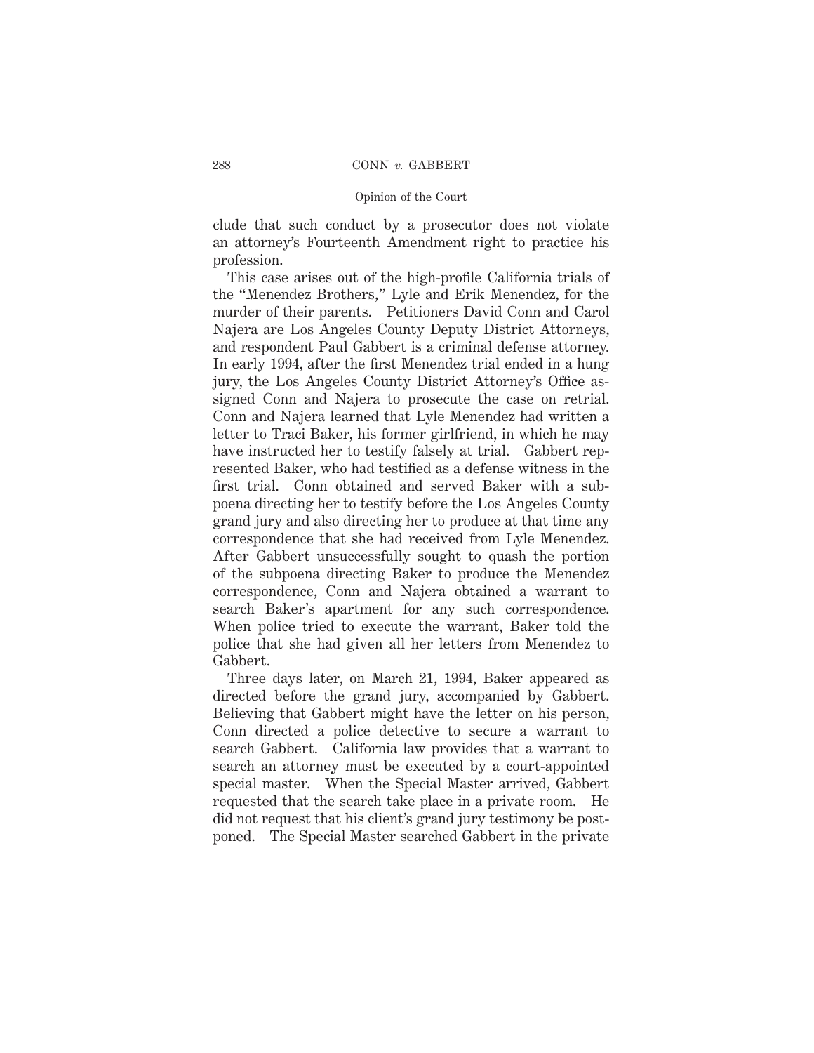clude that such conduct by a prosecutor does not violate an attorney's Fourteenth Amendment right to practice his profession.

This case arises out of the high-profile California trials of the "Menendez Brothers," Lyle and Erik Menendez, for the murder of their parents. Petitioners David Conn and Carol Najera are Los Angeles County Deputy District Attorneys, and respondent Paul Gabbert is a criminal defense attorney. In early 1994, after the first Menendez trial ended in a hung jury, the Los Angeles County District Attorney's Office assigned Conn and Najera to prosecute the case on retrial. Conn and Najera learned that Lyle Menendez had written a letter to Traci Baker, his former girlfriend, in which he may have instructed her to testify falsely at trial. Gabbert represented Baker, who had testified as a defense witness in the first trial. Conn obtained and served Baker with a subpoena directing her to testify before the Los Angeles County grand jury and also directing her to produce at that time any correspondence that she had received from Lyle Menendez. After Gabbert unsuccessfully sought to quash the portion of the subpoena directing Baker to produce the Menendez correspondence, Conn and Najera obtained a warrant to search Baker's apartment for any such correspondence. When police tried to execute the warrant, Baker told the police that she had given all her letters from Menendez to Gabbert.

Three days later, on March 21, 1994, Baker appeared as directed before the grand jury, accompanied by Gabbert. Believing that Gabbert might have the letter on his person, Conn directed a police detective to secure a warrant to search Gabbert. California law provides that a warrant to search an attorney must be executed by a court-appointed special master. When the Special Master arrived, Gabbert requested that the search take place in a private room. He did not request that his client's grand jury testimony be postponed. The Special Master searched Gabbert in the private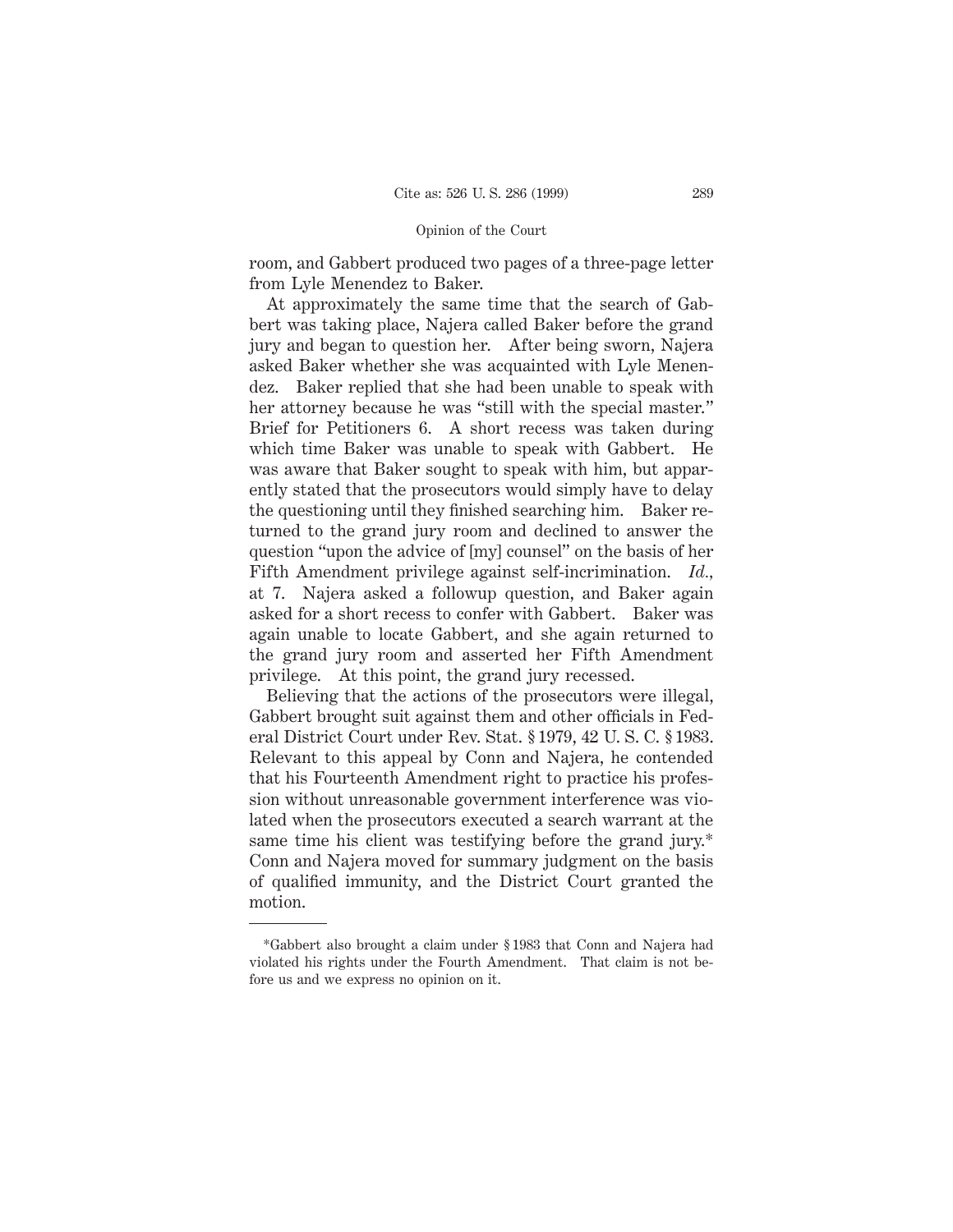room, and Gabbert produced two pages of a three-page letter from Lyle Menendez to Baker.

At approximately the same time that the search of Gabbert was taking place, Najera called Baker before the grand jury and began to question her. After being sworn, Najera asked Baker whether she was acquainted with Lyle Menendez. Baker replied that she had been unable to speak with her attorney because he was "still with the special master." Brief for Petitioners 6. A short recess was taken during which time Baker was unable to speak with Gabbert. He was aware that Baker sought to speak with him, but apparently stated that the prosecutors would simply have to delay the questioning until they finished searching him. Baker returned to the grand jury room and declined to answer the question "upon the advice of [my] counsel" on the basis of her Fifth Amendment privilege against self-incrimination. *Id.*, at 7. Najera asked a followup question, and Baker again asked for a short recess to confer with Gabbert. Baker was again unable to locate Gabbert, and she again returned to the grand jury room and asserted her Fifth Amendment privilege. At this point, the grand jury recessed.

Believing that the actions of the prosecutors were illegal, Gabbert brought suit against them and other officials in Federal District Court under Rev. Stat. § 1979, 42 U. S. C. § 1983. Relevant to this appeal by Conn and Najera, he contended that his Fourteenth Amendment right to practice his profession without unreasonable government interference was violated when the prosecutors executed a search warrant at the same time his client was testifying before the grand jury.* Conn and Najera moved for summary judgment on the basis of qualified immunity, and the District Court granted the motion.

---

*Gabbert also brought a claim under § 1983 that Conn and Najera had violated his rights under the Fourth Amendment. That claim is not before us and we express no opinion on it.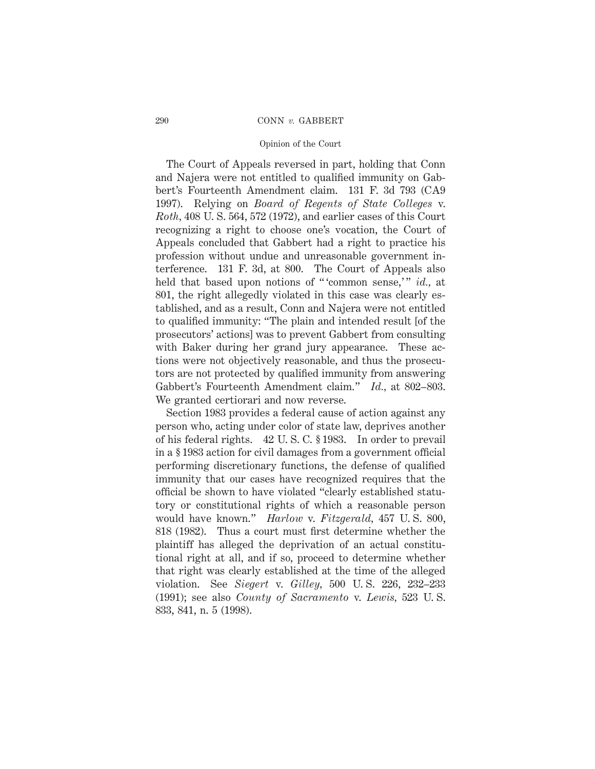The Court of Appeals reversed in part, holding that Conn and Najera were not entitled to qualified immunity on Gabbert's Fourteenth Amendment claim. 131 F. 3d 793 (CA9 1997). Relying on *Board of Regents of State Colleges* v. *Roth*, 408 U. S. 564, 572 (1972), and earlier cases of this Court recognizing a right to choose one's vocation, the Court of Appeals concluded that Gabbert had a right to practice his profession without undue and unreasonable government interference. 131 F. 3d, at 800. The Court of Appeals also held that based upon notions of " 'common sense,' " *id.*, at 801, the right allegedly violated in this case was clearly established, and as a result, Conn and Najera were not entitled to qualified immunity: "The plain and intended result [of the prosecutors' actions] was to prevent Gabbert from consulting with Baker during her grand jury appearance. These actions were not objectively reasonable, and thus the prosecutors are not protected by qualified immunity from answering Gabbert's Fourteenth Amendment claim." *Id.*, at 802–803. We granted certiorari and now reverse.

Section 1983 provides a federal cause of action against any person who, acting under color of state law, deprives another of his federal rights. 42 U. S. C. § 1983. In order to prevail in a § 1983 action for civil damages from a government official performing discretionary functions, the defense of qualified immunity that our cases have recognized requires that the official be shown to have violated "clearly established statutory or constitutional rights of which a reasonable person would have known." *Harlow* v. *Fitzgerald*, 457 U. S. 800, 818 (1982). Thus a court must first determine whether the plaintiff has alleged the deprivation of an actual constitutional right at all, and if so, proceed to determine whether that right was clearly established at the time of the alleged violation. See *Siegert* v. *Gilley*, 500 U. S. 226, 232–233 (1991); see also *County of Sacramento* v. *Lewis*, 523 U. S. 833, 841, n. 5 (1998).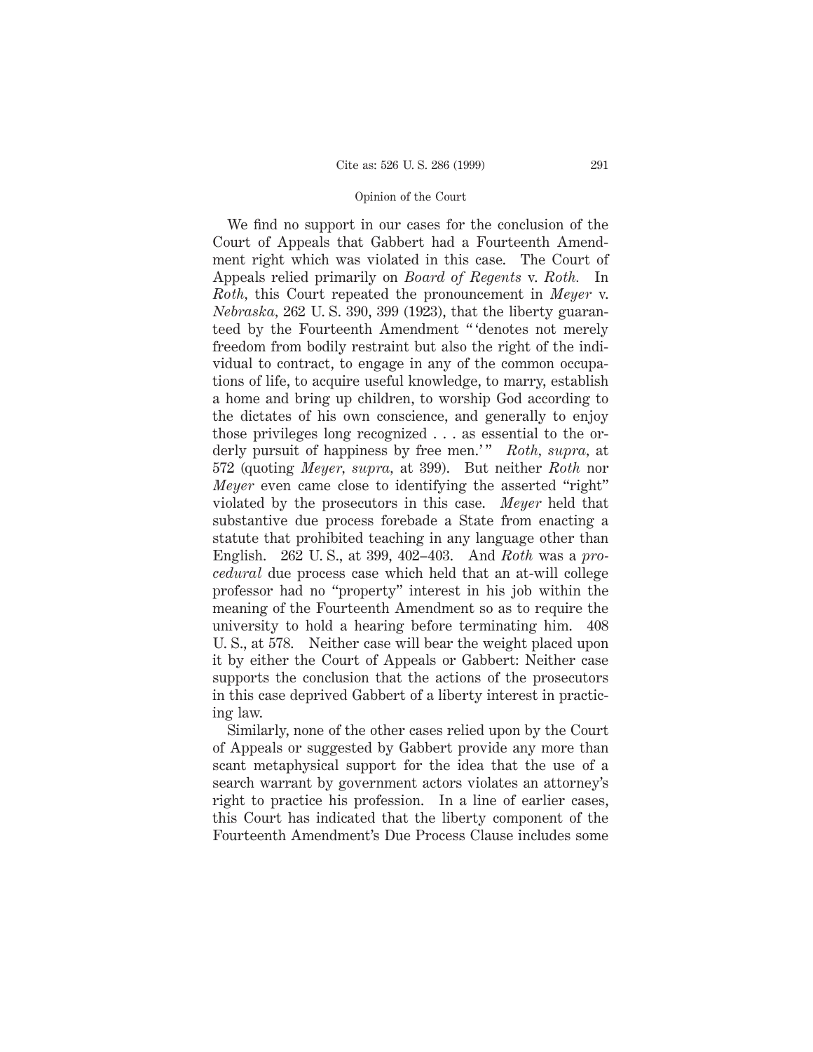We find no support in our cases for the conclusion of the Court of Appeals that Gabbert had a Fourteenth Amendment right which was violated in this case. The Court of Appeals relied primarily on *Board of Regents* v. *Roth.* In *Roth,* this Court repeated the pronouncement in *Meyer* v. *Nebraska,* 262 U. S. 390, 399 (1923), that the liberty guaranteed by the Fourteenth Amendment " 'denotes not merely freedom from bodily restraint but also the right of the individual to contract, to engage in any of the common occupations of life, to acquire useful knowledge, to marry, establish a home and bring up children, to worship God according to the dictates of his own conscience, and generally to enjoy those privileges long recognized . . . as essential to the orderly pursuit of happiness by free men.' " *Roth, supra,* at 572 (quoting *Meyer, supra,* at 399). But neither *Roth* nor *Meyer* even came close to identifying the asserted "right" violated by the prosecutors in this case. *Meyer* held that substantive due process forebade a State from enacting a statute that prohibited teaching in any language other than English. 262 U. S., at 399, 402–403. And *Roth* was a *procedural* due process case which held that an at-will college professor had no "property" interest in his job within the meaning of the Fourteenth Amendment so as to require the university to hold a hearing before terminating him. 408 U. S., at 578. Neither case will bear the weight placed upon it by either the Court of Appeals or Gabbert: Neither case supports the conclusion that the actions of the prosecutors in this case deprived Gabbert of a liberty interest in practicing law.

Similarly, none of the other cases relied upon by the Court of Appeals or suggested by Gabbert provide any more than scant metaphysical support for the idea that the use of a search warrant by government actors violates an attorney's right to practice his profession. In a line of earlier cases, this Court has indicated that the liberty component of the Fourteenth Amendment's Due Process Clause includes some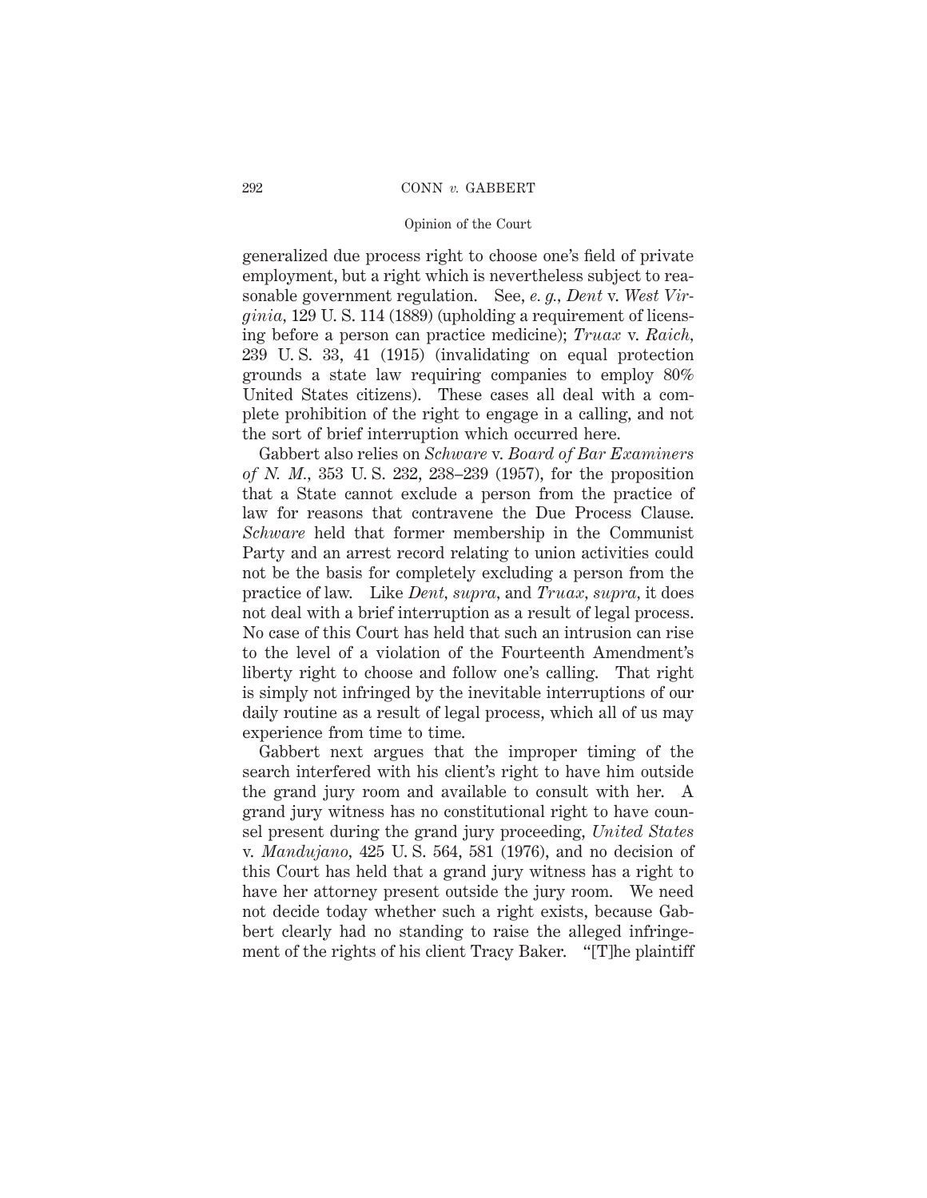generalized due process right to choose one's field of private employment, but a right which is nevertheless subject to reasonable government regulation. See, *e. g., Dent* v. *West Virginia*, 129 U. S. 114 (1889) (upholding a requirement of licensing before a person can practice medicine); *Truax* v. *Raich*, 239 U. S. 33, 41 (1915) (invalidating on equal protection grounds a state law requiring companies to employ 80% United States citizens). These cases all deal with a complete prohibition of the right to engage in a calling, and not the sort of brief interruption which occurred here.

Gabbert also relies on *Schware* v. *Board of Bar Examiners of N. M.*, 353 U. S. 232, 238–239 (1957), for the proposition that a State cannot exclude a person from the practice of law for reasons that contravene the Due Process Clause. *Schware* held that former membership in the Communist Party and an arrest record relating to union activities could not be the basis for completely excluding a person from the practice of law. Like *Dent, supra*, and *Truax, supra*, it does not deal with a brief interruption as a result of legal process. No case of this Court has held that such an intrusion can rise to the level of a violation of the Fourteenth Amendment's liberty right to choose and follow one's calling. That right is simply not infringed by the inevitable interruptions of our daily routine as a result of legal process, which all of us may experience from time to time.

Gabbert next argues that the improper timing of the search interfered with his client's right to have him outside the grand jury room and available to consult with her. A grand jury witness has no constitutional right to have counsel present during the grand jury proceeding, *United States* v. *Mandujano*, 425 U. S. 564, 581 (1976), and no decision of this Court has held that a grand jury witness has a right to have her attorney present outside the jury room. We need not decide today whether such a right exists, because Gabbert clearly had no standing to raise the alleged infringement of the rights of his client Tracy Baker. "[T]he plaintiff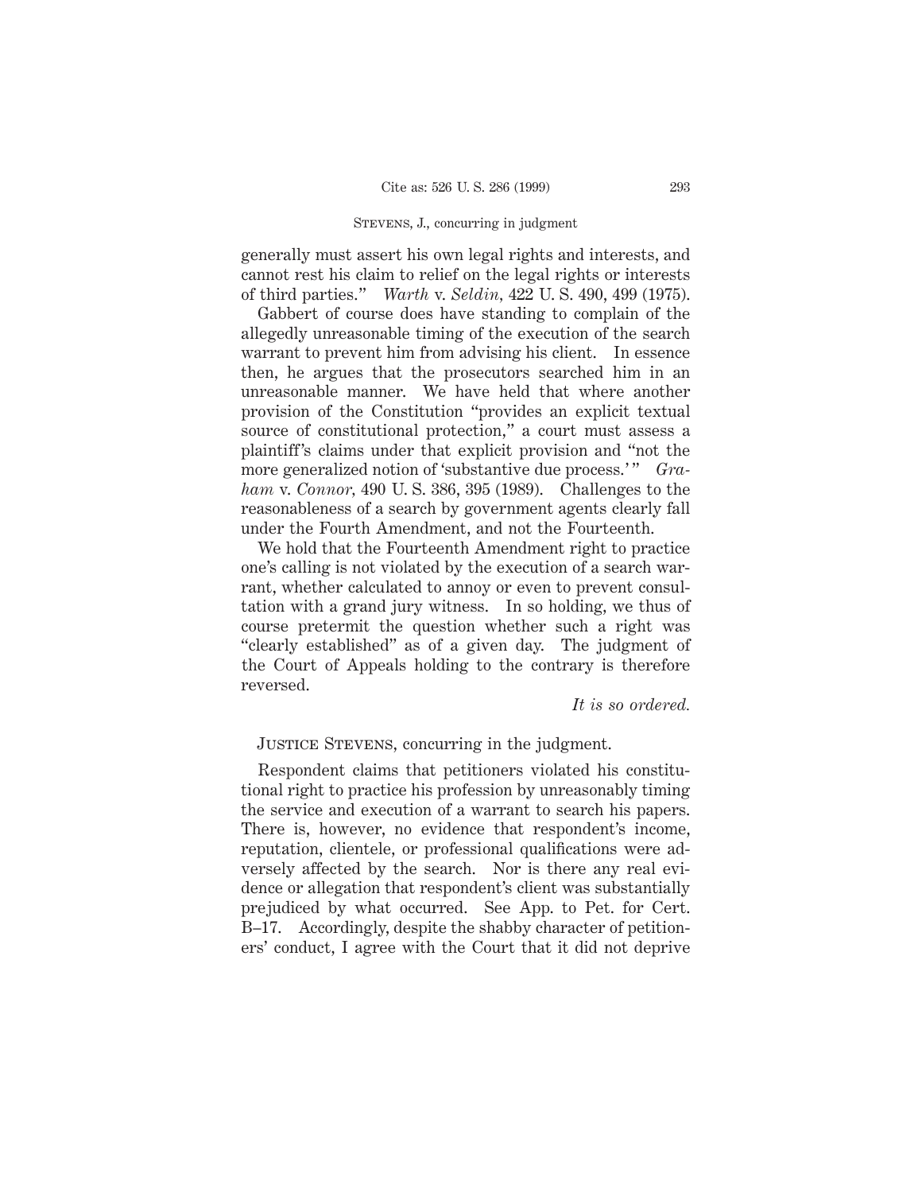generally must assert his own legal rights and interests, and cannot rest his claim to relief on the legal rights or interests of third parties." *Warth* v. *Seldin*, 422 U. S. 490, 499 (1975).

Gabbert of course does have standing to complain of the allegedly unreasonable timing of the execution of the search warrant to prevent him from advising his client. In essence then, he argues that the prosecutors searched him in an unreasonable manner. We have held that where another provision of the Constitution "provides an explicit textual source of constitutional protection," a court must assess a plaintiff's claims under that explicit provision and "not the more generalized notion of 'substantive due process.'" *Graham* v. *Connor*, 490 U. S. 386, 395 (1989). Challenges to the reasonableness of a search by government agents clearly fall under the Fourth Amendment, and not the Fourteenth.

We hold that the Fourteenth Amendment right to practice one's calling is not violated by the execution of a search warrant, whether calculated to annoy or even to prevent consultation with a grand jury witness. In so holding, we thus of course pretermit the question whether such a right was "clearly established" as of a given day. The judgment of the Court of Appeals holding to the contrary is therefore reversed.

*It is so ordered.*

JUSTICE STEVENS, concurring in the judgment.

Respondent claims that petitioners violated his constitutional right to practice his profession by unreasonably timing the service and execution of a warrant to search his papers. There is, however, no evidence that respondent's income, reputation, clientele, or professional qualifications were adversely affected by the search. Nor is there any real evidence or allegation that respondent's client was substantially prejudiced by what occurred. See App. to Pet. for Cert. B–17. Accordingly, despite the shabby character of petitioners' conduct, I agree with the Court that it did not deprive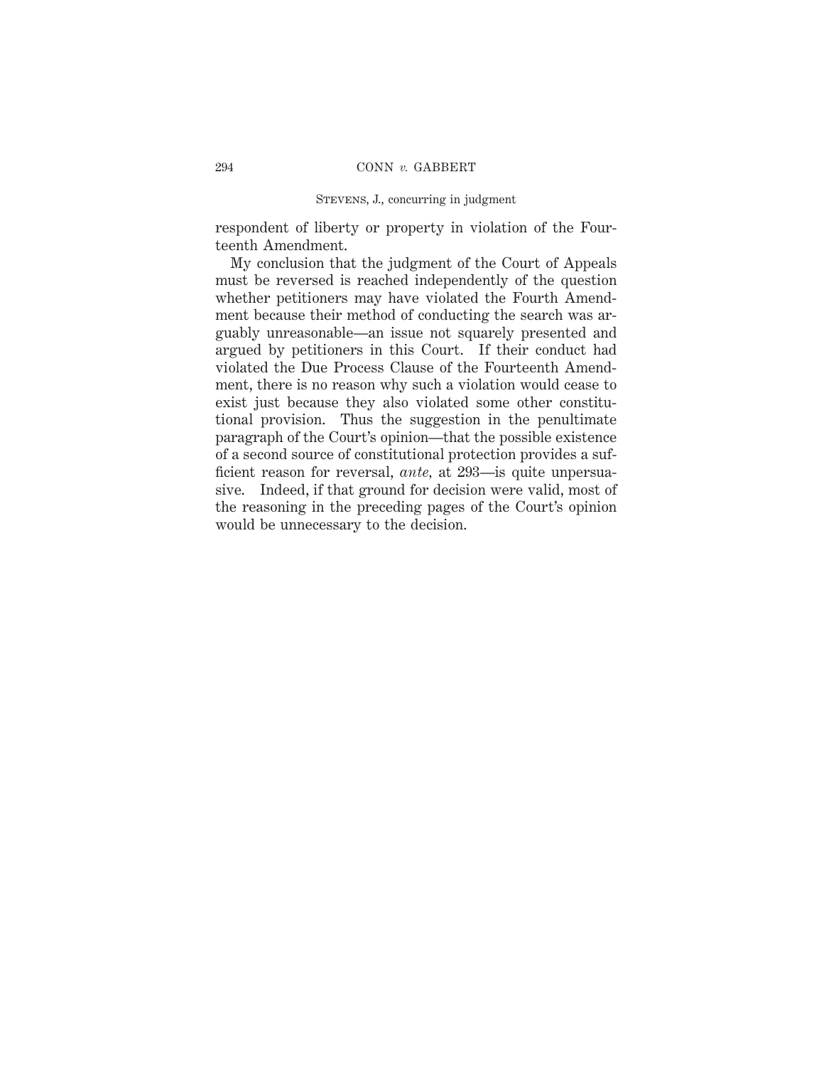respondent of liberty or property in violation of the Fourteenth Amendment.

My conclusion that the judgment of the Court of Appeals must be reversed is reached independently of the question whether petitioners may have violated the Fourth Amendment because their method of conducting the search was arguably unreasonable—an issue not squarely presented and argued by petitioners in this Court. If their conduct had violated the Due Process Clause of the Fourteenth Amendment, there is no reason why such a violation would cease to exist just because they also violated some other constitutional provision. Thus the suggestion in the penultimate paragraph of the Court's opinion—that the possible existence of a second source of constitutional protection provides a sufficient reason for reversal, *ante*, at 293—is quite unpersuasive. Indeed, if that ground for decision were valid, most of the reasoning in the preceding pages of the Court's opinion would be unnecessary to the decision.